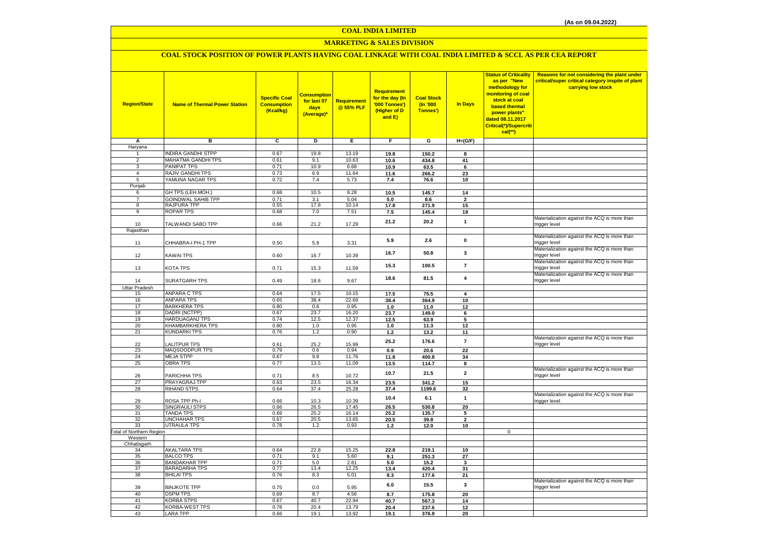(As on 09.04.2022)

# COAL INDIA LIMITED

## MARKETING & SALES DIVISION

### COAL STOCK POSITION OF POWER PLANTS HAVING COAL LINKAGE WITH COAL INDIA LIMITED & SCCL AS PER CEA REPORT

| Region/State | Name of Thermal Power Station | Specific Coal Consumption (Kcal/kg) | Consumption for last 07 days (Average)* | Requirement @ 55% PLF | Requirement for the day (In '000 Tonnes') (Higher of D and E) | Coal Stock (In '000 Tonnes') | In Days | Status of Criticality as per "New methodology for monitoring of coal stock at coal based thermal power plants" dated 08.11.2017 Critical(*)/Supercritical(**) | Reasons for not considering the plant under critical/super critical category inspite of plant carrying low stock |
|---|---|---|---|---|---|---|---|---|---|
| A | B | C | D | E | F | G | H=(G/F) | | |
| Haryana | | | | | | | | | |
| 1 | INDIRA GANDHI STPP | 0.67 | 19.8 | 13.19 | 19.8 | 150.2 | 8 | | |
| 2 | MAHATMA GANDHI TPS | 0.61 | 9.1 | 10.63 | 10.6 | 434.8 | 41 | | |
| 3 | PANIPAT TPS | 0.71 | 10.9 | 6.68 | 10.9 | 63.5 | 6 | | |
| 4 | RAJIV GANDHI TPS | 0.73 | 6.9 | 11.64 | 11.6 | 266.2 | 23 | | |
| 5 | YAMUNA NAGAR TPS | 0.72 | 7.4 | 5.73 | 7.4 | 76.6 | 10 | | |
| Punjab | | | | | | | | | |
| 6 | GH TPS (LEH.MOH.) | 0.68 | 10.5 | 8.28 | 10.5 | 145.7 | 14 | | |
| 7 | GOINDWAL SAHIB TPP | 0.71 | 3.1 | 5.04 | 5.0 | 8.6 | 2 | | |
| 8 | RAJPURA TPP | 0.55 | 17.8 | 10.14 | 17.8 | 271.9 | 15 | | |
| 9 | ROPAR TPS | 0.68 | 7.0 | 7.51 | 7.5 | 145.4 | 19 | | |
| 10 | TALWANDI SABO TPP | 0.66 | 21.2 | 17.29 | 21.2 | 20.2 | 1 | | Materialization against the ACQ is more than trigger level |
| Rajasthan | | | | | | | | | |
| 11 | CHHABRA-I PH-1 TPP | 0.50 | 5.9 | 3.31 | 5.9 | 2.6 | 0 | | Materialization against the ACQ is more than trigger level |
| 12 | KAWAI TPS | 0.60 | 16.7 | 10.39 | 16.7 | 50.8 | 3 | | Materialization against the ACQ is more than trigger level |
| 13 | KOTA TPS | 0.71 | 15.3 | 11.59 | 15.3 | 100.5 | 7 | | Materialization against the ACQ is more than trigger level |
| 14 | SURATGARH TPS | 0.49 | 18.6 | 9.67 | 18.6 | 81.5 | 4 | | Materialization against the ACQ is more than trigger level |
| Uttar Pradesh | | | | | | | | | |
| 15 | ANPARA C TPS | 0.64 | 17.5 | 10.15 | 17.5 | 75.5 | 4 | | |
| 16 | ANPARA TPS | 0.65 | 38.4 | 22.69 | 38.4 | 364.9 | 10 | | |
| 17 | BARKHERA TPS | 0.80 | 0.6 | 0.95 | 1.0 | 11.0 | 12 | | |
| 18 | DADRI (NCTPP) | 0.67 | 23.7 | 16.20 | 23.7 | 149.0 | 6 | | |
| 19 | HARDUAGANJ TPS | 0.74 | 12.5 | 12.37 | 12.5 | 63.9 | 5 | | |
| 20 | KHAMBARKHERA TPS | 0.80 | 1.0 | 0.95 | 1.0 | 11.3 | 12 | | |
| 21 | KUNDARKI TPS | 0.76 | 1.2 | 0.90 | 1.2 | 13.2 | 11 | | |
| 22 | LALITPUR TPS | 0.61 | 25.2 | 15.99 | 25.2 | 176.6 | 7 | | Materialization against the ACQ is more than trigger level |
| 23 | MAQSOODPUR TPS | 0.79 | 0.6 | 0.94 | 0.9 | 20.6 | 22 | | |
| 24 | MEJA STPP | 0.67 | 9.8 | 11.76 | 11.8 | 400.8 | 34 | | |
| 25 | OBRA TPS | 0.77 | 13.5 | 11.09 | 13.5 | 114.7 | 8 | | |
| 26 | PARICHHA TPS | 0.71 | 8.5 | 10.72 | 10.7 | 21.5 | 2 | | Materialization against the ACQ is more than trigger level |
| 27 | PRAYAGRAJ TPP | 0.63 | 23.5 | 16.34 | 23.5 | 341.2 | 15 | | |
| 28 | RIHAND STPS | 0.64 | 37.4 | 25.28 | 37.4 | 1199.6 | 32 | | |
| 29 | ROSA TPP Ph-I | 0.66 | 10.3 | 10.39 | 10.4 | 6.1 | 1 | | Materialization against the ACQ is more than trigger level |
| 30 | SINGRAULI STPS | 0.66 | 26.5 | 17.45 | 26.5 | 530.8 | 20 | | |
| 31 | TANDA TPS | 0.69 | 25.2 | 16.14 | 25.2 | 135.7 | 5 | | |
| 32 | UNCHAHAR TPS | 0.67 | 20.5 | 13.65 | 20.5 | 39.8 | 2 | | |
| 33 | UTRAULA TPS | 0.78 | 1.2 | 0.93 | 1.2 | 12.0 | 10 | | |
| Total of Northern Region | | | | | | | | 0 | |
| Western | | | | | | | | | |
| Chhatisgarh | | | | | | | | | |
| 34 | AKALTARA TPS | 0.64 | 22.8 | 15.25 | 22.8 | 219.1 | 10 | | |
| 35 | BALCO TPS | 0.71 | 9.1 | 5.60 | 9.1 | 251.3 | 27 | | |
| 36 | BANDAKHAR TPP | 0.71 | 5.0 | 2.81 | 5.0 | 15.2 | 3 | | |
| 37 | BARADARHA TPS | 0.77 | 13.4 | 12.25 | 13.4 | 420.4 | 31 | | |
| 38 | BHILAI TPS | 0.76 | 8.3 | 5.01 | 8.3 | 177.6 | 21 | | |
| 39 | BINJKOTE TPP | 0.75 | 0.0 | 5.95 | 6.0 | 15.5 | 3 | | Materialization against the ACQ is more than trigger level |
| 40 | DSPM TPS | 0.69 | 8.7 | 4.56 | 8.7 | 175.8 | 20 | | |
| 41 | KORBA STPS | 0.67 | 40.7 | 22.94 | 40.7 | 567.3 | 14 | | |
| 42 | KORBA-WEST TPS | 0.78 | 20.4 | 13.79 | 20.4 | 237.6 | 12 | | |
| 43 | LARA TPP | 0.66 | 19.1 | 13.92 | 19.1 | 376.9 | 20 | | |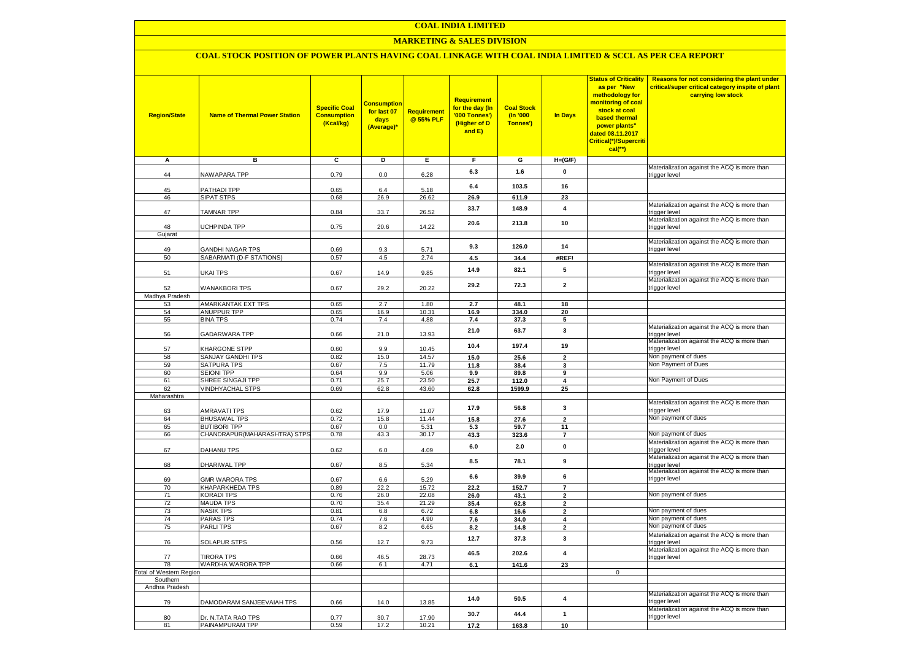# COAL INDIA LIMITED

## MARKETING & SALES DIVISION

### COAL STOCK POSITION OF POWER PLANTS HAVING COAL LINKAGE WITH COAL INDIA LIMITED & SCCL AS PER CEA REPORT

| Region/State | Name of Thermal Power Station | Specific Coal Consumption (Kcal/kg) | Consumption for last 07 days (Average)* | Requirement @ 55% PLF | Requirement for the day (In '000 Tonnes') (Higher of D and E) | Coal Stock (In '000 Tonnes') | In Days | Status of Criticality as per "New methodology for monitoring of coal stock at coal based thermal power plants" dated 08.11.2017 Critical(*)/Supercritical(**) | Reasons for not considering the plant under critical/super critical category inspite of plant carrying low stock |
|---|---|---|---|---|---|---|---|---|---|
| A | B | C | D | E | F | G | H=(G/F) | | |
| 44 | NAWAPARA TPP | 0.79 | 0.0 | 6.28 | 6.3 | 1.6 | 0 | | Materialization against the ACQ is more than trigger level |
| 45 | PATHADI TPP | 0.65 | 6.4 | 5.18 | 6.4 | 103.5 | 16 | | |
| 46 | SIPAT STPS | 0.68 | 26.9 | 26.62 | 26.9 | 611.9 | 23 | | |
| 47 | TAMNAR TPP | 0.84 | 33.7 | 26.52 | 33.7 | 148.9 | 4 | | Materialization against the ACQ is more than trigger level |
| 48 | UCHPINDA TPP | 0.75 | 20.6 | 14.22 | 20.6 | 213.8 | 10 | | Materialization against the ACQ is more than trigger level |
| Gujarat | | | | | | | | | |
| 49 | GANDHI NAGAR TPS | 0.69 | 9.3 | 5.71 | 9.3 | 126.0 | 14 | | Materialization against the ACQ is more than trigger level |
| 50 | SABARMATI (D-F STATIONS) | 0.57 | 4.5 | 2.74 | 4.5 | 34.4 | #REF! | | |
| 51 | UKAI TPS | 0.67 | 14.9 | 9.85 | 14.9 | 82.1 | 5 | | Materialization against the ACQ is more than trigger level |
| 52 | WANAKBORI TPS | 0.67 | 29.2 | 20.22 | 29.2 | 72.3 | 2 | | Materialization against the ACQ is more than trigger level |
| Madhya Pradesh | | | | | | | | | |
| 53 | AMARKANTAK EXT TPS | 0.65 | 2.7 | 1.80 | 2.7 | 48.1 | 18 | | |
| 54 | ANUPPUR TPP | 0.65 | 16.9 | 10.31 | 16.9 | 334.0 | 20 | | |
| 55 | BINA TPS | 0.74 | 7.4 | 4.88 | 7.4 | 37.3 | 5 | | |
| 56 | GADARWARA TPP | 0.66 | 21.0 | 13.93 | 21.0 | 63.7 | 3 | | Materialization against the ACQ is more than trigger level |
| 57 | KHARGONE STPP | 0.60 | 9.9 | 10.45 | 10.4 | 197.4 | 19 | | Materialization against the ACQ is more than trigger level |
| 58 | SANJAY GANDHI TPS | 0.82 | 15.0 | 14.57 | 15.0 | 25.6 | 2 | | Non payment of dues |
| 59 | SATPURA TPS | 0.67 | 7.5 | 11.79 | 11.8 | 38.4 | 3 | | Non Payment of Dues |
| 60 | SEIONI TPP | 0.64 | 9.9 | 5.06 | 9.9 | 89.8 | 9 | | |
| 61 | SHREE SINGAJI TPP | 0.71 | 25.7 | 23.50 | 25.7 | 112.0 | 4 | | Non Payment of Dues |
| 62 | VINDHYACHAL STPS | 0.69 | 62.8 | 43.60 | 62.8 | 1599.9 | 25 | | |
| Maharashtra | | | | | | | | | |
| 63 | AMRAVATI TPS | 0.62 | 17.9 | 11.07 | 17.9 | 56.8 | 3 | | Materialization against the ACQ is more than trigger level |
| 64 | BHUSAWAL TPS | 0.72 | 15.8 | 11.44 | 15.8 | 27.6 | 2 | | Non payment of dues |
| 65 | BUTIBORI TPP | 0.67 | 0.0 | 5.31 | 5.3 | 59.7 | 11 | | |
| 66 | CHANDRAPUR(MAHARASHTRA) STPS | 0.78 | 43.3 | 30.17 | 43.3 | 323.6 | 7 | | Non payment of dues |
| 67 | DAHANU TPS | 0.62 | 6.0 | 4.09 | 6.0 | 2.0 | 0 | | Materialization against the ACQ is more than trigger level |
| 68 | DHARIWAL TPP | 0.67 | 8.5 | 5.34 | 8.5 | 78.1 | 9 | | Materialization against the ACQ is more than trigger level |
| 69 | GMR WARORA TPS | 0.67 | 6.6 | 5.29 | 6.6 | 39.9 | 6 | | Materialization against the ACQ is more than trigger level |
| 70 | KHAPARKHEDA TPS | 0.89 | 22.2 | 15.72 | 22.2 | 152.7 | 7 | | |
| 71 | KORADI TPS | 0.76 | 26.0 | 22.08 | 26.0 | 43.1 | 2 | | Non payment of dues |
| 72 | MAUDA TPS | 0.70 | 35.4 | 21.29 | 35.4 | 62.8 | 2 | | |
| 73 | NASIK TPS | 0.81 | 6.8 | 6.72 | 6.8 | 16.6 | 2 | | Non payment of dues |
| 74 | PARAS TPS | 0.74 | 7.6 | 4.90 | 7.6 | 34.0 | 4 | | Non payment of dues |
| 75 | PARLI TPS | 0.67 | 8.2 | 6.65 | 8.2 | 14.8 | 2 | | Non payment of dues |
| 76 | SOLAPUR STPS | 0.56 | 12.7 | 9.73 | 12.7 | 37.3 | 3 | | Materialization against the ACQ is more than trigger level |
| 77 | TIRORA TPS | 0.66 | 46.5 | 28.73 | 46.5 | 202.6 | 4 | | Materialization against the ACQ is more than trigger level |
| 78 | WARDHA WARORA TPP | 0.66 | 6.1 | 4.71 | 6.1 | 141.6 | 23 | | |
| Total of Western Region | | | | | | | | 0 | |
| Southern | | | | | | | | | |
| Andhra Pradesh | | | | | | | | | |
| 79 | DAMODARAM SANJEEVAIAH TPS | 0.66 | 14.0 | 13.85 | 14.0 | 50.5 | 4 | | Materialization against the ACQ is more than trigger level |
| 80 | Dr. N.TATA RAO TPS | 0.77 | 30.7 | 17.90 | 30.7 | 44.4 | 1 | | Materialization against the ACQ is more than trigger level |
| 81 | PAINAMPURAM TPP | 0.59 | 17.2 | 10.21 | 17.2 | 163.8 | 10 | | |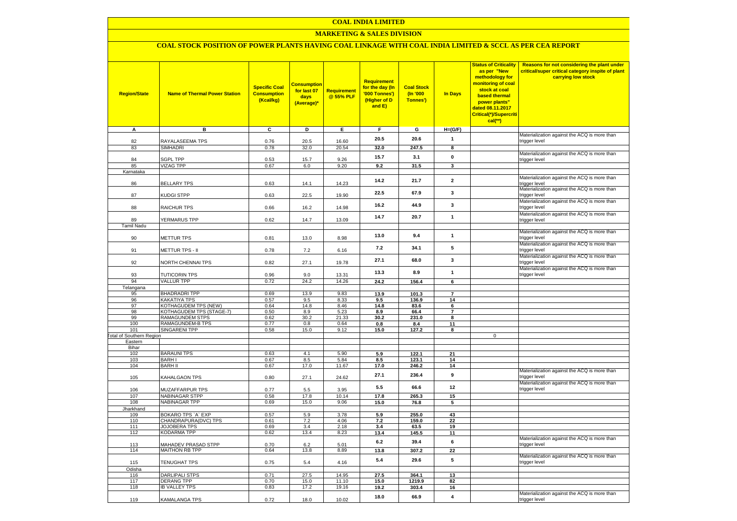# COAL INDIA LIMITED

## MARKETING & SALES DIVISION

### COAL STOCK POSITION OF POWER PLANTS HAVING COAL LINKAGE WITH COAL INDIA LIMITED & SCCL AS PER CEA REPORT

| Region/State | Name of Thermal Power Station | Specific Coal Consumption (Kcal/kg) | Consumption for last 07 days (Average)* | Requirement @ 55% PLF | Requirement for the day (In '000 Tonnes') (Higher of D and E) | Coal Stock (In '000 Tonnes') | In Days | Status of Criticality as per "New methodology for monitoring of coal stock at coal based thermal power plants" dated 08.11.2017 Critical(*)/Supercritical(**) | Reasons for not considering the plant under critical/super critical category inspite of plant carrying low stock |
|---|---|---|---|---|---|---|---|---|---|
| A | B | C | D | E | F | G | H=(G/F) | | |
| 82 | RAYALASEEMA TPS | 0.76 | 20.5 | 16.60 | 20.5 | 20.6 | 1 | | Materialization against the ACQ is more than trigger level |
| 83 | SIMHADRI | 0.78 | 32.0 | 20.54 | 32.0 | 247.5 | 8 | | |
| 84 | SGPL TPP | 0.53 | 15.7 | 9.26 | 15.7 | 3.1 | 0 | | Materialization against the ACQ is more than trigger level |
| 85 | VIZAG TPP | 0.67 | 6.0 | 9.20 | 9.2 | 31.5 | 3 | | |
| Karnataka | | | | | | | | | |
| 86 | BELLARY TPS | 0.63 | 14.1 | 14.23 | 14.2 | 21.7 | 2 | | Materialization against the ACQ is more than trigger level |
| 87 | KUDGI STPP | 0.63 | 22.5 | 19.90 | 22.5 | 67.9 | 3 | | Materialization against the ACQ is more than trigger level |
| 88 | RAICHUR TPS | 0.66 | 16.2 | 14.98 | 16.2 | 44.9 | 3 | | Materialization against the ACQ is more than trigger level |
| 89 | YERMARUS TPP | 0.62 | 14.7 | 13.09 | 14.7 | 20.7 | 1 | | Materialization against the ACQ is more than trigger level |
| Tamil Nadu | | | | | | | | | |
| 90 | METTUR TPS | 0.81 | 13.0 | 8.98 | 13.0 | 9.4 | 1 | | Materialization against the ACQ is more than trigger level |
| 91 | METTUR TPS - II | 0.78 | 7.2 | 6.16 | 7.2 | 34.1 | 5 | | Materialization against the ACQ is more than trigger level |
| 92 | NORTH CHENNAI TPS | 0.82 | 27.1 | 19.78 | 27.1 | 68.0 | 3 | | Materialization against the ACQ is more than trigger level |
| 93 | TUTICORIN TPS | 0.96 | 9.0 | 13.31 | 13.3 | 8.9 | 1 | | Materialization against the ACQ is more than trigger level |
| 94 | VALLUR TPP | 0.72 | 24.2 | 14.26 | 24.2 | 156.4 | 6 | | |
| Telangana | | | | | | | | | |
| 95 | BHADRADRI TPP | 0.69 | 13.9 | 9.83 | 13.9 | 101.3 | 7 | | |
| 96 | KAKATIYA TPS | 0.57 | 9.5 | 8.33 | 9.5 | 136.9 | 14 | | |
| 97 | KOTHAGUDEM TPS (NEW) | 0.64 | 14.8 | 8.46 | 14.8 | 83.6 | 6 | | |
| 98 | KOTHAGUDEM TPS (STAGE-7) | 0.50 | 8.9 | 5.23 | 8.9 | 66.4 | 7 | | |
| 99 | RAMAGUNDEM STPS | 0.62 | 30.2 | 21.33 | 30.2 | 231.0 | 8 | | |
| 100 | RAMAGUNDEM-B TPS | 0.77 | 0.8 | 0.64 | 0.8 | 8.4 | 11 | | |
| 101 | SINGARENI TPP | 0.58 | 15.0 | 9.12 | 15.0 | 127.2 | 8 | | |
| Total of Southern Region | | | | | | | | 0 | |
| Eastern | | | | | | | | | |
| Bihar | | | | | | | | | |
| 102 | BARAUNI TPS | 0.63 | 4.1 | 5.90 | 5.9 | 122.1 | 21 | | |
| 103 | BARH I | 0.67 | 8.5 | 5.84 | 8.5 | 123.1 | 14 | | |
| 104 | BARH II | 0.67 | 17.0 | 11.67 | 17.0 | 246.2 | 14 | | |
| 105 | KAHALGAON TPS | 0.80 | 27.1 | 24.62 | 27.1 | 236.4 | 9 | | Materialization against the ACQ is more than trigger level |
| 106 | MUZAFFARPUR TPS | 0.77 | 5.5 | 3.95 | 5.5 | 66.6 | 12 | | Materialization against the ACQ is more than trigger level |
| 107 | NABINAGAR STPP | 0.58 | 17.8 | 10.14 | 17.8 | 265.3 | 15 | | |
| 108 | NABINAGAR TPP | 0.69 | 15.0 | 9.06 | 15.0 | 76.8 | 5 | | |
| Jharkhand | | | | | | | | | |
| 109 | BOKARO TPS `A` EXP | 0.57 | 5.9 | 3.78 | 5.9 | 255.0 | 43 | | |
| 110 | CHANDRAPURA(DVC) TPS | 0.61 | 7.2 | 4.06 | 7.2 | 159.0 | 22 | | |
| 111 | JOJOBERA TPS | 0.69 | 3.4 | 2.18 | 3.4 | 63.5 | 19 | | |
| 112 | KODARMA TPP | 0.62 | 13.4 | 8.23 | 13.4 | 145.5 | 11 | | |
| 113 | MAHADEV PRASAD STPP | 0.70 | 6.2 | 5.01 | 6.2 | 39.4 | 6 | | Materialization against the ACQ is more than trigger level |
| 114 | MAITHON RB TPP | 0.64 | 13.8 | 8.89 | 13.8 | 307.2 | 22 | | |
| 115 | TENUGHAT TPS | 0.75 | 5.4 | 4.16 | 5.4 | 29.6 | 5 | | Materialization against the ACQ is more than trigger level |
| Odisha | | | | | | | | | |
| 116 | DARLIPALI STPS | 0.71 | 27.5 | 14.95 | 27.5 | 364.1 | 13 | | |
| 117 | DERANG TPP | 0.70 | 15.0 | 11.10 | 15.0 | 1219.9 | 82 | | |
| 118 | IB VALLEY TPS | 0.83 | 17.2 | 19.16 | 19.2 | 303.4 | 16 | | |
| 119 | KAMALANGA TPS | 0.72 | 18.0 | 10.02 | 18.0 | 66.9 | 4 | | Materialization against the ACQ is more than trigger level |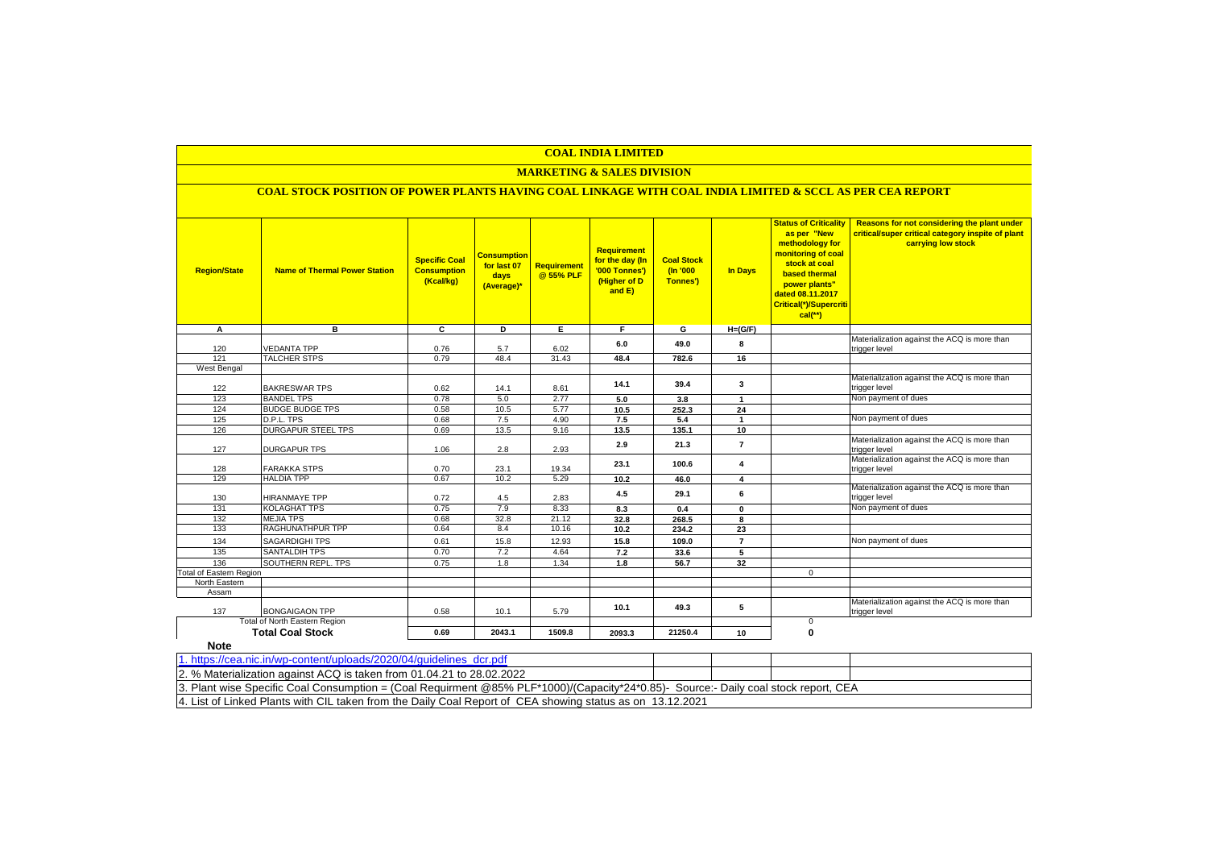# COAL INDIA LIMITED

## MARKETING & SALES DIVISION

### COAL STOCK POSITION OF POWER PLANTS HAVING COAL LINKAGE WITH COAL INDIA LIMITED & SCCL AS PER CEA REPORT

| Region/State | Name of Thermal Power Station | Specific Coal Consumption (Kcal/kg) | Consumption for last 07 days (Average)* | Requirement @ 55% PLF | Requirement for the day (In '000 Tonnes') (Higher of D and E) | Coal Stock (In '000 Tonnes') | In Days | Status of Criticality as per "New methodology for monitoring of coal stock at coal based thermal power plants" dated 08.11.2017 Critical(*)/Supercritical(**) | Reasons for not considering the plant under critical/super critical category inspite of plant carrying low stock |
|---|---|---|---|---|---|---|---|---|---|
| A | B | C | D | E | F | G | H=(G/F) | | |
| 120 | VEDANTA TPP | 0.76 | 5.7 | 6.02 | 6.0 | 49.0 | 8 | | Materialization against the ACQ is more than trigger level |
| 121 | TALCHER STPS | 0.79 | 48.4 | 31.43 | 48.4 | 782.6 | 16 | | |
| West Bengal | | | | | | | | | |
| 122 | BAKRESWAR TPS | 0.62 | 14.1 | 8.61 | 14.1 | 39.4 | 3 | | Materialization against the ACQ is more than trigger level |
| 123 | BANDEL TPS | 0.78 | 5.0 | 2.77 | 5.0 | 3.8 | 1 | | Non payment of dues |
| 124 | BUDGE BUDGE TPS | 0.58 | 10.5 | 5.77 | 10.5 | 252.3 | 24 | | |
| 125 | D.P.L. TPS | 0.68 | 7.5 | 4.90 | 7.5 | 5.4 | 1 | | Non payment of dues |
| 126 | DURGAPUR STEEL TPS | 0.69 | 13.5 | 9.16 | 13.5 | 135.1 | 10 | | |
| 127 | DURGAPUR TPS | 1.06 | 2.8 | 2.93 | 2.9 | 21.3 | 7 | | Materialization against the ACQ is more than trigger level |
| 128 | FARAKKA STPS | 0.70 | 23.1 | 19.34 | 23.1 | 100.6 | 4 | | Materialization against the ACQ is more than trigger level |
| 129 | HALDIA TPP | 0.67 | 10.2 | 5.29 | 10.2 | 46.0 | 4 | | |
| 130 | HIRANMAYE TPP | 0.72 | 4.5 | 2.83 | 4.5 | 29.1 | 6 | | Materialization against the ACQ is more than trigger level |
| 131 | KOLAGHAT TPS | 0.75 | 7.9 | 8.33 | 8.3 | 0.4 | 0 | | Non payment of dues |
| 132 | MEJIA TPS | 0.68 | 32.8 | 21.12 | 32.8 | 268.5 | 8 | | |
| 133 | RAGHUNATHPUR TPP | 0.64 | 8.4 | 10.16 | 10.2 | 234.2 | 23 | | |
| 134 | SAGARDIGHI TPS | 0.61 | 15.8 | 12.93 | 15.8 | 109.0 | 7 | | Non payment of dues |
| 135 | SANTALDIH TPS | 0.70 | 7.2 | 4.64 | 7.2 | 33.6 | 5 | | |
| 136 | SOUTHERN REPL. TPS | 0.75 | 1.8 | 1.34 | 1.8 | 56.7 | 32 | | |
| Total of Eastern Region | | | | | | | | 0 | |
| North Eastern | | | | | | | | | |
| Assam | | | | | | | | | |
| 137 | BONGAIGAON TPP | 0.58 | 10.1 | 5.79 | 10.1 | 49.3 | 5 | | Materialization against the ACQ is more than trigger level |
| Total of North Eastern Region | | | | | | | | 0 | |
| Total Coal Stock | | 0.69 | 2043.1 | 1509.8 | 2093.3 | 21250.4 | 10 | 0 | |

**Note**

1. https://cea.nic.in/wp-content/uploads/2020/04/guidelines_dcr.pdf
2. % Materialization against ACQ is taken from 01.04.21 to 28.02.2022
3. Plant wise Specific Coal Consumption = (Coal Requirment @85% PLF*1000)/(Capacity*24*0.85)- Source:- Daily coal stock report, CEA
4. List of Linked Plants with CIL taken from the Daily Coal Report of CEA showing status as on 13.12.2021